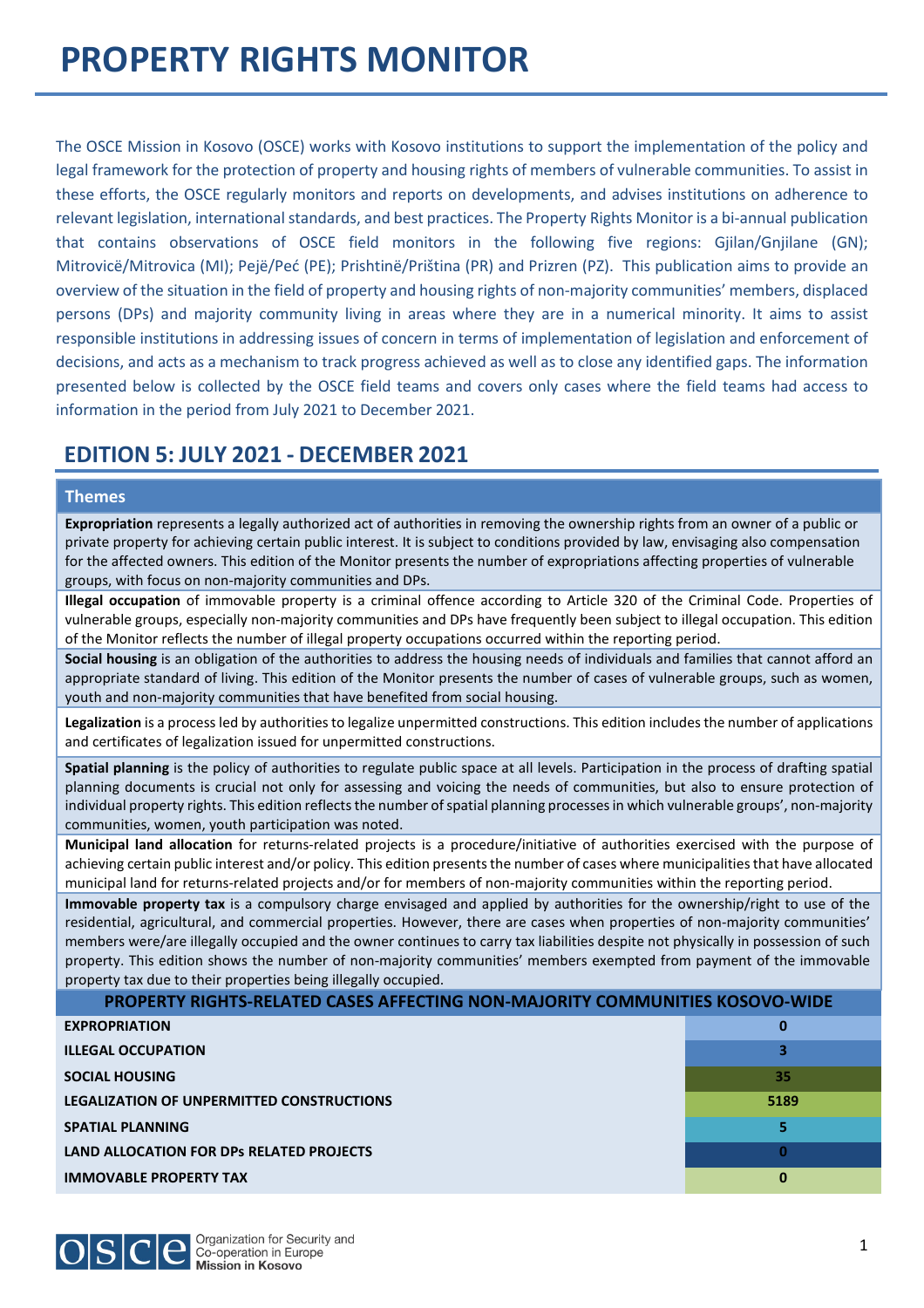# PROPERTY RIGHTS MONITOR

The OSCE Mission in Kosovo (OSCE) works with Kosovo institutions to support the implementation of the policy and legal framework for the protection of property and housing rights of members of vulnerable communities. To assist in these efforts, the OSCE regularly monitors and reports on developments, and advises institutions on adherence to relevant legislation, international standards, and best practices. The Property Rights Monitor is a bi-annual publication that contains observations of OSCE field monitors in the following five regions: Gjilan/Gnjilane (GN); Mitrovicë/Mitrovica (MI); Pejë/Peć (PE); Prishtinë/Priština (PR) and Prizren (PZ). This publication aims to provide an overview of the situation in the field of property and housing rights of non-majority communities' members, displaced persons (DPs) and majority community living in areas where they are in a numerical minority. It aims to assist responsible institutions in addressing issues of concern in terms of implementation of legislation and enforcement of decisions, and acts as a mechanism to track progress achieved as well as to close any identified gaps. The information presented below is collected by the OSCE field teams and covers only cases where the field teams had access to information in the period from July 2021 to December 2021.

## EDITION 5: JULY 2021 - DECEMBER 2021

### Themes

**Expropriation** represents a legally authorized act of authorities in removing the ownership rights from an owner of a public or private property for achieving certain public interest. It is subject to conditions provided by law, envisaging also compensation for the affected owners. This edition of the Monitor presents the number of expropriations affecting properties of vulnerable groups, with focus on non-majority communities and DPs.

**Illegal occupation** of immovable property is a criminal offence according to Article 320 of the Criminal Code. Properties of vulnerable groups, especially non-majority communities and DPs have frequently been subject to illegal occupation. This edition of the Monitor reflects the number of illegal property occupations occurred within the reporting period.

**Social housing** is an obligation of the authorities to address the housing needs of individuals and families that cannot afford an appropriate standard of living. This edition of the Monitor presents the number of cases of vulnerable groups, such as women, youth and non-majority communities that have benefited from social housing.

**Legalization** is a process led by authorities to legalize unpermitted constructions. This edition includes the number of applications and certificates of legalization issued for unpermitted constructions.

**Spatial planning** is the policy of authorities to regulate public space at all levels. Participation in the process of drafting spatial planning documents is crucial not only for assessing and voicing the needs of communities, but also to ensure protection of individual property rights. This edition reflects the number of spatial planning processes in which vulnerable groups', non-majority communities, women, youth participation was noted.

**Municipal land allocation** for returns-related projects is a procedure/initiative of authorities exercised with the purpose of achieving certain public interest and/or policy. This edition presents the number of cases where municipalities that have allocated municipal land for returns-related projects and/or for members of non-majority communities within the reporting period.

**Immovable property tax** is a compulsory charge envisaged and applied by authorities for the ownership/right to use of the residential, agricultural, and commercial properties. However, there are cases when properties of non-majority communities' members were/are illegally occupied and the owner continues to carry tax liabilities despite not physically in possession of such property. This edition shows the number of non-majority communities' members exempted from payment of the immovable property tax due to their properties being illegally occupied.

| PROPERTY RIGHTS-RELATED CASES AFFECTING NON-MAJORITY COMMUNITIES KOSOVO-WIDE | |
|---|---|
| EXPROPRIATION | 0 |
| ILLEGAL OCCUPATION | 3 |
| SOCIAL HOUSING | 35 |
| LEGALIZATION OF UNPERMITTED CONSTRUCTIONS | 5189 |
| SPATIAL PLANNING | 5 |
| LAND ALLOCATION FOR DPs RELATED PROJECTS | 0 |
| IMMOVABLE PROPERTY TAX | 0 |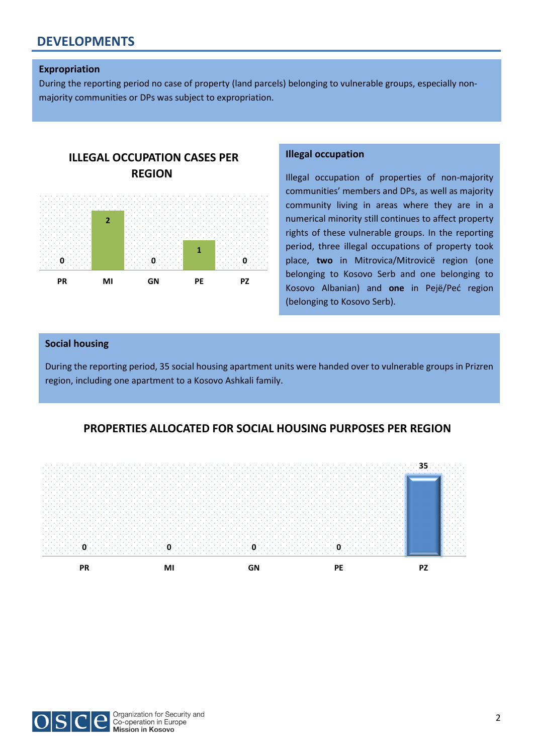## DEVELOPMENTS

### Expropriation

During the reporting period no case of property (land parcels) belonging to vulnerable groups, especially non-majority communities or DPs was subject to expropriation.

### ILLEGAL OCCUPATION CASES PER REGION

0
2
0
1
0

PR
MI
GN
PE
PZ

### Illegal occupation

Illegal occupation of properties of non-majority communities' members and DPs, as well as majority community living in areas where they are in a numerical minority still continues to affect property rights of these vulnerable groups. In the reporting period, three illegal occupations of property took place, **two** in Mitrovica/Mitrovicë region (one belonging to Kosovo Serb and one belonging to Kosovo Albanian) and **one** in Pejë/Peć region (belonging to Kosovo Serb).

### Social housing

During the reporting period, 35 social housing apartment units were handed over to vulnerable groups in Prizren region, including one apartment to a Kosovo Ashkali family.

### PROPERTIES ALLOCATED FOR SOCIAL HOUSING PURPOSES PER REGION

0
0
0
0
35

PR
MI
GN
PE
PZ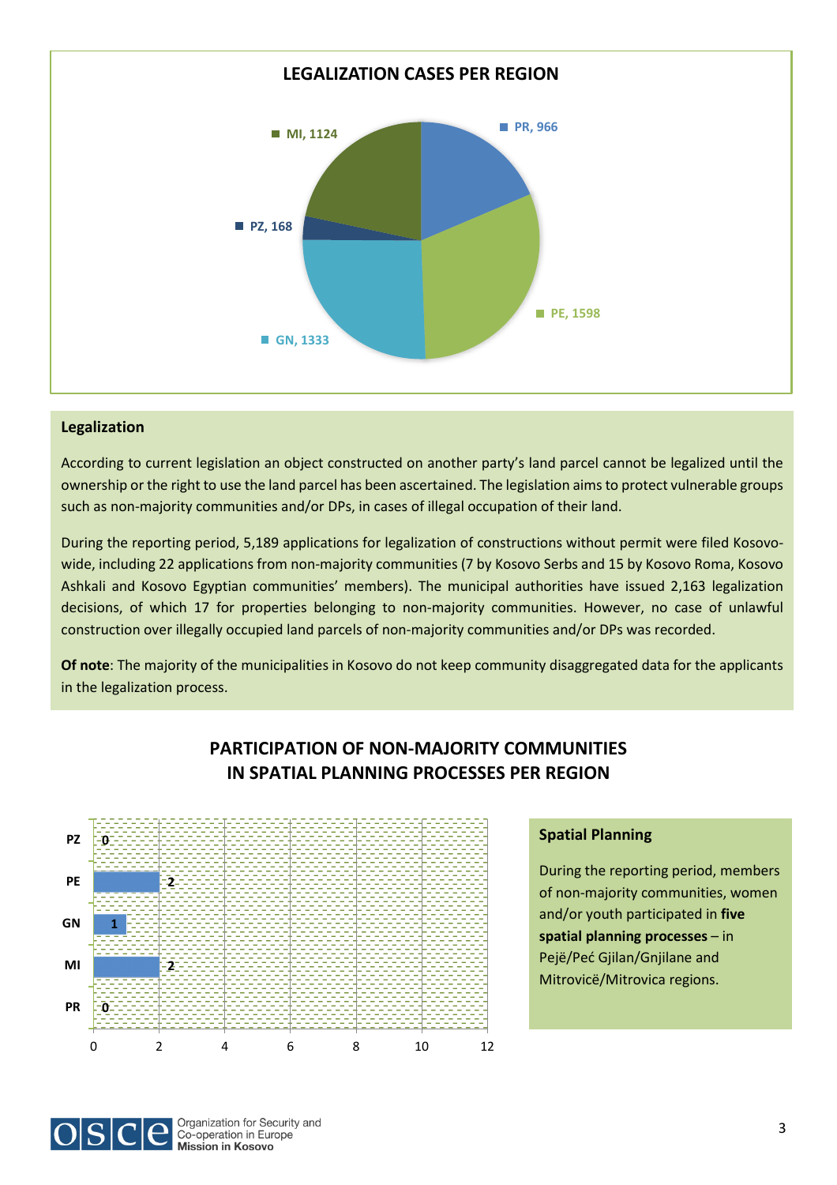## LEGALIZATION CASES PER REGION

MI, 1124
PR, 966
PZ, 168
PE, 1598
GN, 1333

### Legalization

According to current legislation an object constructed on another party's land parcel cannot be legalized until the ownership or the right to use the land parcel has been ascertained. The legislation aims to protect vulnerable groups such as non-majority communities and/or DPs, in cases of illegal occupation of their land.

During the reporting period, 5,189 applications for legalization of constructions without permit were filed Kosovo-wide, including 22 applications from non-majority communities (7 by Kosovo Serbs and 15 by Kosovo Roma, Kosovo Ashkali and Kosovo Egyptian communities' members). The municipal authorities have issued 2,163 legalization decisions, of which 17 for properties belonging to non-majority communities. However, no case of unlawful construction over illegally occupied land parcels of non-majority communities and/or DPs was recorded.

**Of note**: The majority of the municipalities in Kosovo do not keep community disaggregated data for the applicants in the legalization process.

## PARTICIPATION OF NON-MAJORITY COMMUNITIES IN SPATIAL PLANNING PROCESSES PER REGION

PZ 0
PE 2
GN 1
MI 2
PR 0

0 2 4 6 8 10 12

### Spatial Planning

During the reporting period, members of non-majority communities, women and/or youth participated in **five spatial planning processes** – in Pejë/Peć Gjilan/Gnjilane and Mitrovicë/Mitrovica regions.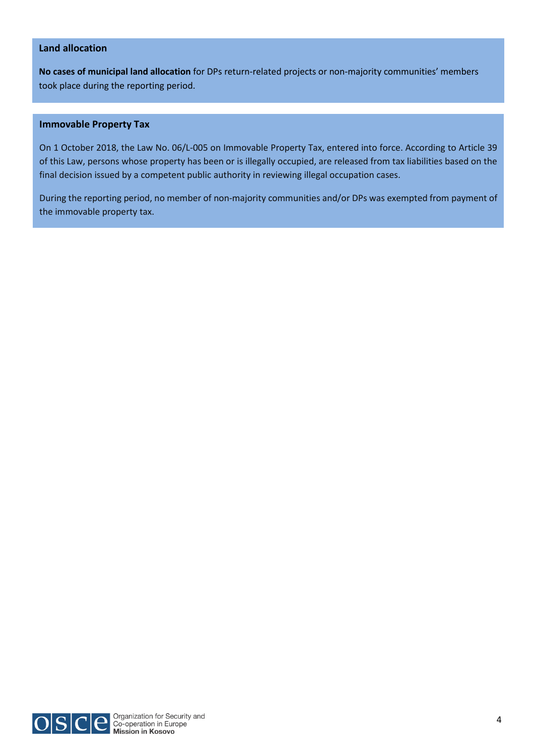## Land allocation

**No cases of municipal land allocation** for DPs return-related projects or non-majority communities' members took place during the reporting period.

## Immovable Property Tax

On 1 October 2018, the Law No. 06/L-005 on Immovable Property Tax, entered into force. According to Article 39 of this Law, persons whose property has been or is illegally occupied, are released from tax liabilities based on the final decision issued by a competent public authority in reviewing illegal occupation cases.

During the reporting period, no member of non-majority communities and/or DPs was exempted from payment of the immovable property tax.